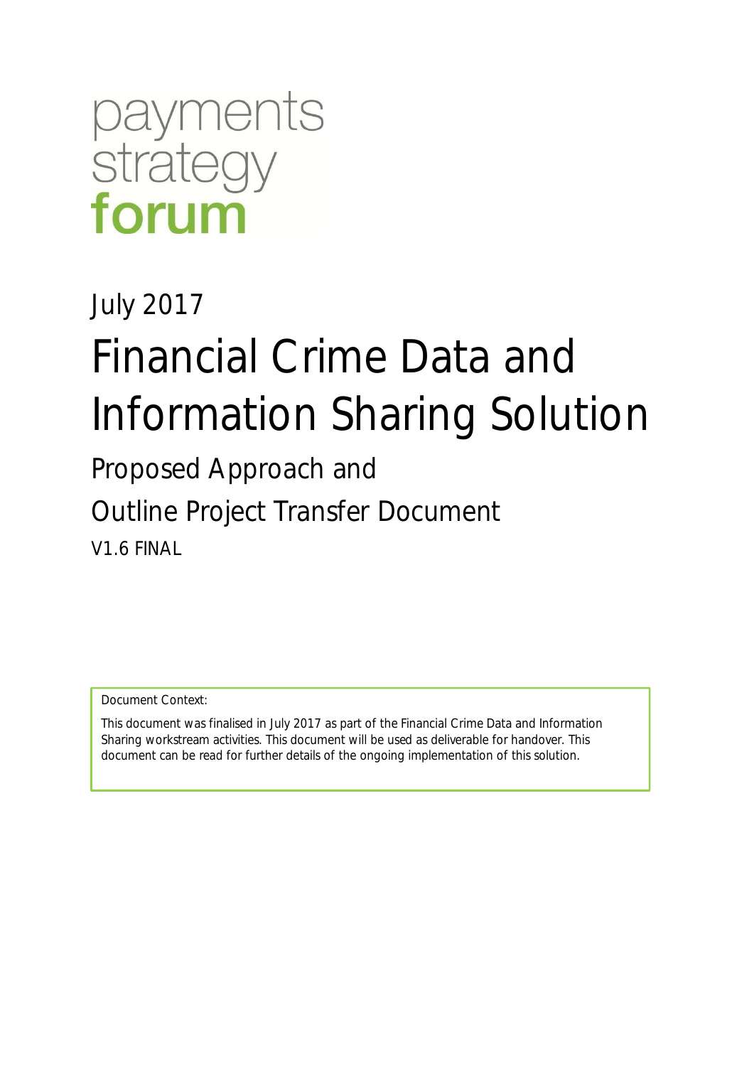payments
strategy
forum

July 2017

# Financial Crime Data and Information Sharing Solution

## Proposed Approach and

## Outline Project Transfer Document

V1.6 FINAL

Document Context:

This document was finalised in July 2017 as part of the Financial Crime Data and Information Sharing workstream activities. This document will be used as deliverable for handover. This document can be read for further details of the ongoing implementation of this solution.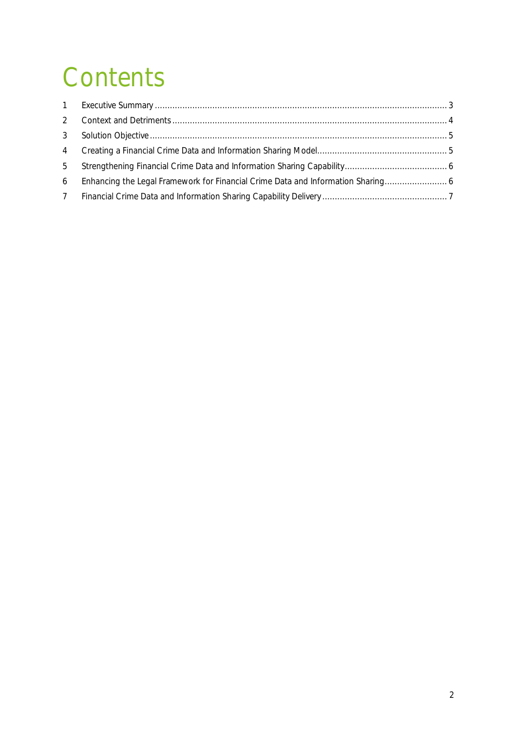# Contents

1 Executive Summary .......... 3
2 Context and Detriments .......... 4
3 Solution Objective .......... 5
4 Creating a Financial Crime Data and Information Sharing Model .......... 5
5 Strengthening Financial Crime Data and Information Sharing Capability .......... 6
6 Enhancing the Legal Framework for Financial Crime Data and Information Sharing .......... 6
7 Financial Crime Data and Information Sharing Capability Delivery .......... 7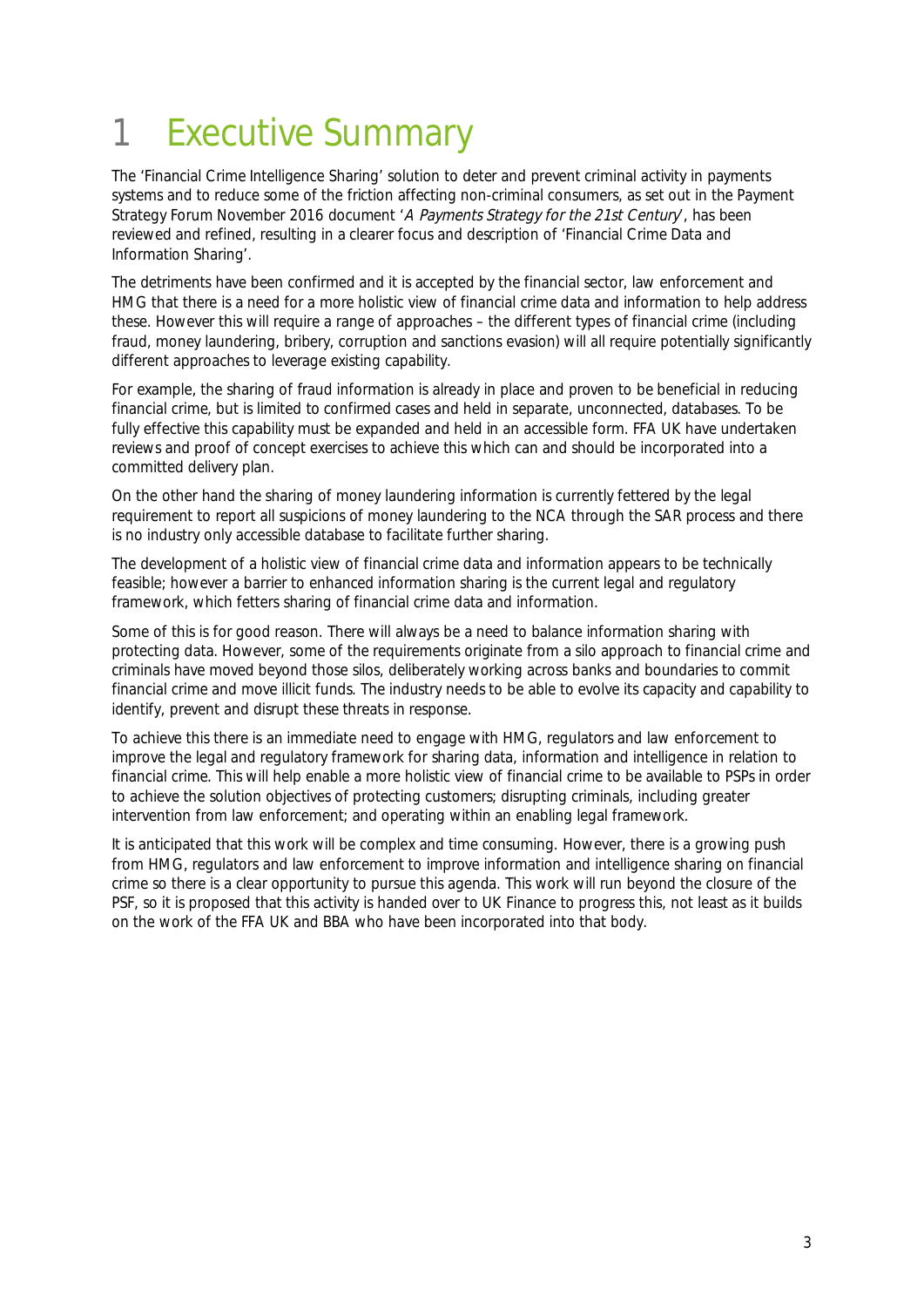# 1 Executive Summary

The 'Financial Crime Intelligence Sharing' solution to deter and prevent criminal activity in payments systems and to reduce some of the friction affecting non-criminal consumers, as set out in the Payment Strategy Forum November 2016 document '*A Payments Strategy for the 21st Century*', has been reviewed and refined, resulting in a clearer focus and description of 'Financial Crime Data and Information Sharing'.

The detriments have been confirmed and it is accepted by the financial sector, law enforcement and HMG that there is a need for a more holistic view of financial crime data and information to help address these. However this will require a range of approaches – the different types of financial crime (including fraud, money laundering, bribery, corruption and sanctions evasion) will all require potentially significantly different approaches to leverage existing capability.

For example, the sharing of fraud information is already in place and proven to be beneficial in reducing financial crime, but is limited to confirmed cases and held in separate, unconnected, databases. To be fully effective this capability must be expanded and held in an accessible form. FFA UK have undertaken reviews and proof of concept exercises to achieve this which can and should be incorporated into a committed delivery plan.

On the other hand the sharing of money laundering information is currently fettered by the legal requirement to report all suspicions of money laundering to the NCA through the SAR process and there is no industry only accessible database to facilitate further sharing.

The development of a holistic view of financial crime data and information appears to be technically feasible; however a barrier to enhanced information sharing is the current legal and regulatory framework, which fetters sharing of financial crime data and information.

Some of this is for good reason. There will always be a need to balance information sharing with protecting data. However, some of the requirements originate from a silo approach to financial crime and criminals have moved beyond those silos, deliberately working across banks and boundaries to commit financial crime and move illicit funds. The industry needs to be able to evolve its capacity and capability to identify, prevent and disrupt these threats in response.

To achieve this there is an immediate need to engage with HMG, regulators and law enforcement to improve the legal and regulatory framework for sharing data, information and intelligence in relation to financial crime. This will help enable a more holistic view of financial crime to be available to PSPs in order to achieve the solution objectives of protecting customers; disrupting criminals, including greater intervention from law enforcement; and operating within an enabling legal framework.

It is anticipated that this work will be complex and time consuming. However, there is a growing push from HMG, regulators and law enforcement to improve information and intelligence sharing on financial crime so there is a clear opportunity to pursue this agenda. This work will run beyond the closure of the PSF, so it is proposed that this activity is handed over to UK Finance to progress this, not least as it builds on the work of the FFA UK and BBA who have been incorporated into that body.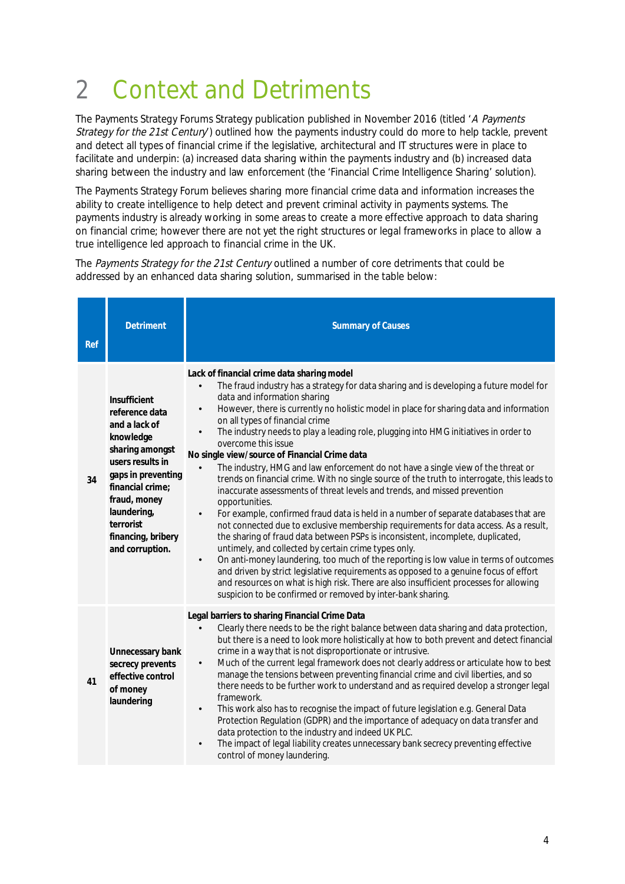# 2 Context and Detriments

The Payments Strategy Forums Strategy publication published in November 2016 (titled '*A Payments Strategy for the 21st Century*') outlined how the payments industry could do more to help tackle, prevent and detect all types of financial crime if the legislative, architectural and IT structures were in place to facilitate and underpin: (a) increased data sharing within the payments industry and (b) increased data sharing between the industry and law enforcement (the 'Financial Crime Intelligence Sharing' solution).

The Payments Strategy Forum believes sharing more financial crime data and information increases the ability to create intelligence to help detect and prevent criminal activity in payments systems. The payments industry is already working in some areas to create a more effective approach to data sharing on financial crime; however there are not yet the right structures or legal frameworks in place to allow a true intelligence led approach to financial crime in the UK.

The *Payments Strategy for the 21st Century* outlined a number of core detriments that could be addressed by an enhanced data sharing solution, summarised in the table below:

| Ref | Detriment | Summary of Causes |
|---|---|---|
| 34 | **Insufficient reference data and a lack of knowledge sharing amongst users results in gaps in preventing financial crime; fraud, money laundering, terrorist financing, bribery and corruption.** | **Lack of financial crime data sharing model**<br>• The fraud industry has a strategy for data sharing and is developing a future model for data and information sharing<br>• However, there is currently no holistic model in place for sharing data and information on all types of financial crime<br>• The industry needs to play a leading role, plugging into HMG initiatives in order to overcome this issue<br>**No single view/source of Financial Crime data**<br>• The industry, HMG and law enforcement do not have a single view of the threat or trends on financial crime. With no single source of the truth to interrogate, this leads to inaccurate assessments of threat levels and trends, and missed prevention opportunities.<br>• For example, confirmed fraud data is held in a number of separate databases that are not connected due to exclusive membership requirements for data access. As a result, the sharing of fraud data between PSPs is inconsistent, incomplete, duplicated, untimely, and collected by certain crime types only.<br>• On anti-money laundering, too much of the reporting is low value in terms of outcomes and driven by strict legislative requirements as opposed to a genuine focus of effort and resources on what is high risk. There are also insufficient processes for allowing suspicion to be confirmed or removed by inter-bank sharing. |
| 41 | **Unnecessary bank secrecy prevents effective control of money laundering** | **Legal barriers to sharing Financial Crime Data**<br>• Clearly there needs to be the right balance between data sharing and data protection, but there is a need to look more holistically at how to both prevent and detect financial crime in a way that is not disproportionate or intrusive.<br>• Much of the current legal framework does not clearly address or articulate how to best manage the tensions between preventing financial crime and civil liberties, and so there needs to be further work to understand and as required develop a stronger legal framework.<br>• This work also has to recognise the impact of future legislation e.g. General Data Protection Regulation (GDPR) and the importance of adequacy on data transfer and data protection to the industry and indeed UK PLC.<br>• The impact of legal liability creates unnecessary bank secrecy preventing effective control of money laundering. |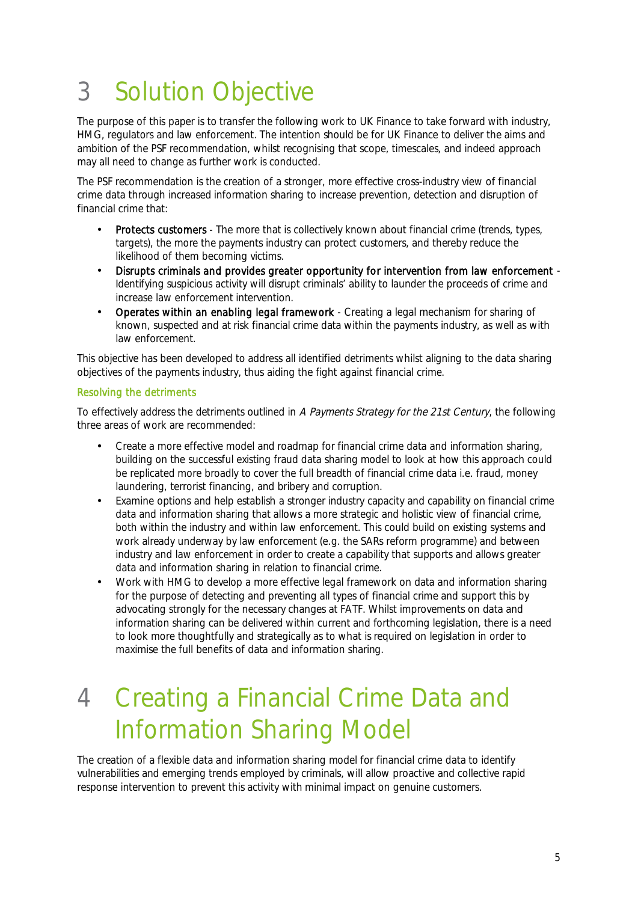# 3 Solution Objective

The purpose of this paper is to transfer the following work to UK Finance to take forward with industry, HMG, regulators and law enforcement. The intention should be for UK Finance to deliver the aims and ambition of the PSF recommendation, whilst recognising that scope, timescales, and indeed approach may all need to change as further work is conducted.

The PSF recommendation is the creation of a stronger, more effective cross-industry view of financial crime data through increased information sharing to increase prevention, detection and disruption of financial crime that:

- Protects customers - The more that is collectively known about financial crime (trends, types, targets), the more the payments industry can protect customers, and thereby reduce the likelihood of them becoming victims.
- Disrupts criminals and provides greater opportunity for intervention from law enforcement - Identifying suspicious activity will disrupt criminals' ability to launder the proceeds of crime and increase law enforcement intervention.
- Operates within an enabling legal framework - Creating a legal mechanism for sharing of known, suspected and at risk financial crime data within the payments industry, as well as with law enforcement.

This objective has been developed to address all identified detriments whilst aligning to the data sharing objectives of the payments industry, thus aiding the fight against financial crime.

### Resolving the detriments

To effectively address the detriments outlined in *A Payments Strategy for the 21st Century*, the following three areas of work are recommended:

- Create a more effective model and roadmap for financial crime data and information sharing, building on the successful existing fraud data sharing model to look at how this approach could be replicated more broadly to cover the full breadth of financial crime data i.e. fraud, money laundering, terrorist financing, and bribery and corruption.
- Examine options and help establish a stronger industry capacity and capability on financial crime data and information sharing that allows a more strategic and holistic view of financial crime, both within the industry and within law enforcement. This could build on existing systems and work already underway by law enforcement (e.g. the SARs reform programme) and between industry and law enforcement in order to create a capability that supports and allows greater data and information sharing in relation to financial crime.
- Work with HMG to develop a more effective legal framework on data and information sharing for the purpose of detecting and preventing all types of financial crime and support this by advocating strongly for the necessary changes at FATF. Whilst improvements on data and information sharing can be delivered within current and forthcoming legislation, there is a need to look more thoughtfully and strategically as to what is required on legislation in order to maximise the full benefits of data and information sharing.

# 4 Creating a Financial Crime Data and Information Sharing Model

The creation of a flexible data and information sharing model for financial crime data to identify vulnerabilities and emerging trends employed by criminals, will allow proactive and collective rapid response intervention to prevent this activity with minimal impact on genuine customers.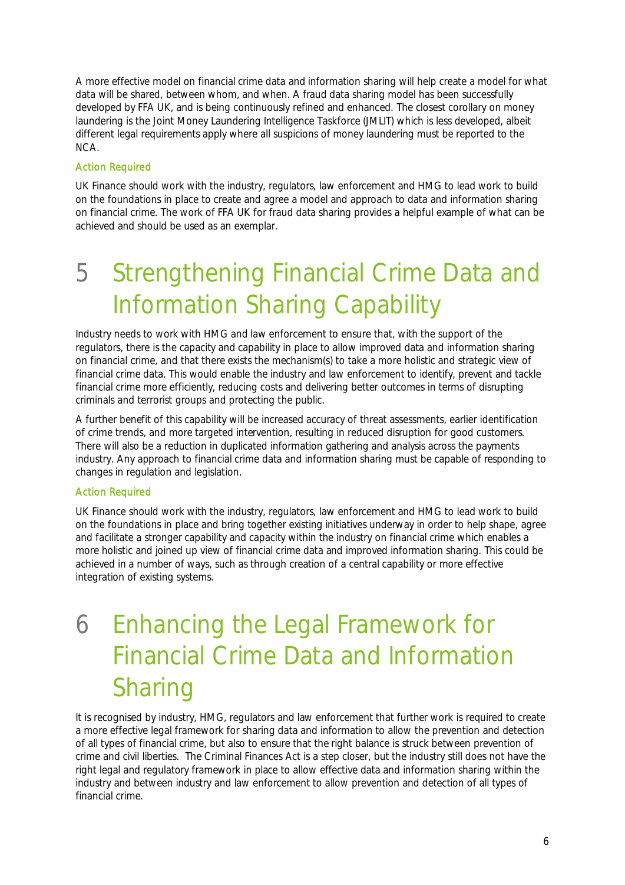A more effective model on financial crime data and information sharing will help create a model for what data will be shared, between whom, and when. A fraud data sharing model has been successfully developed by FFA UK, and is being continuously refined and enhanced. The closest corollary on money laundering is the Joint Money Laundering Intelligence Taskforce (JMLIT) which is less developed, albeit different legal requirements apply where all suspicions of money laundering must be reported to the NCA.

### Action Required

UK Finance should work with the industry, regulators, law enforcement and HMG to lead work to build on the foundations in place to create and agree a model and approach to data and information sharing on financial crime. The work of FFA UK for fraud data sharing provides a helpful example of what can be achieved and should be used as an exemplar.

# 5 Strengthening Financial Crime Data and Information Sharing Capability

Industry needs to work with HMG and law enforcement to ensure that, with the support of the regulators, there is the capacity and capability in place to allow improved data and information sharing on financial crime, and that there exists the mechanism(s) to take a more holistic and strategic view of financial crime data. This would enable the industry and law enforcement to identify, prevent and tackle financial crime more efficiently, reducing costs and delivering better outcomes in terms of disrupting criminals and terrorist groups and protecting the public.

A further benefit of this capability will be increased accuracy of threat assessments, earlier identification of crime trends, and more targeted intervention, resulting in reduced disruption for good customers. There will also be a reduction in duplicated information gathering and analysis across the payments industry. Any approach to financial crime data and information sharing must be capable of responding to changes in regulation and legislation.

### Action Required

UK Finance should work with the industry, regulators, law enforcement and HMG to lead work to build on the foundations in place and bring together existing initiatives underway in order to help shape, agree and facilitate a stronger capability and capacity within the industry on financial crime which enables a more holistic and joined up view of financial crime data and improved information sharing. This could be achieved in a number of ways, such as through creation of a central capability or more effective integration of existing systems.

# 6 Enhancing the Legal Framework for Financial Crime Data and Information Sharing

It is recognised by industry, HMG, regulators and law enforcement that further work is required to create a more effective legal framework for sharing data and information to allow the prevention and detection of all types of financial crime, but also to ensure that the right balance is struck between prevention of crime and civil liberties. The Criminal Finances Act is a step closer, but the industry still does not have the right legal and regulatory framework in place to allow effective data and information sharing within the industry and between industry and law enforcement to allow prevention and detection of all types of financial crime.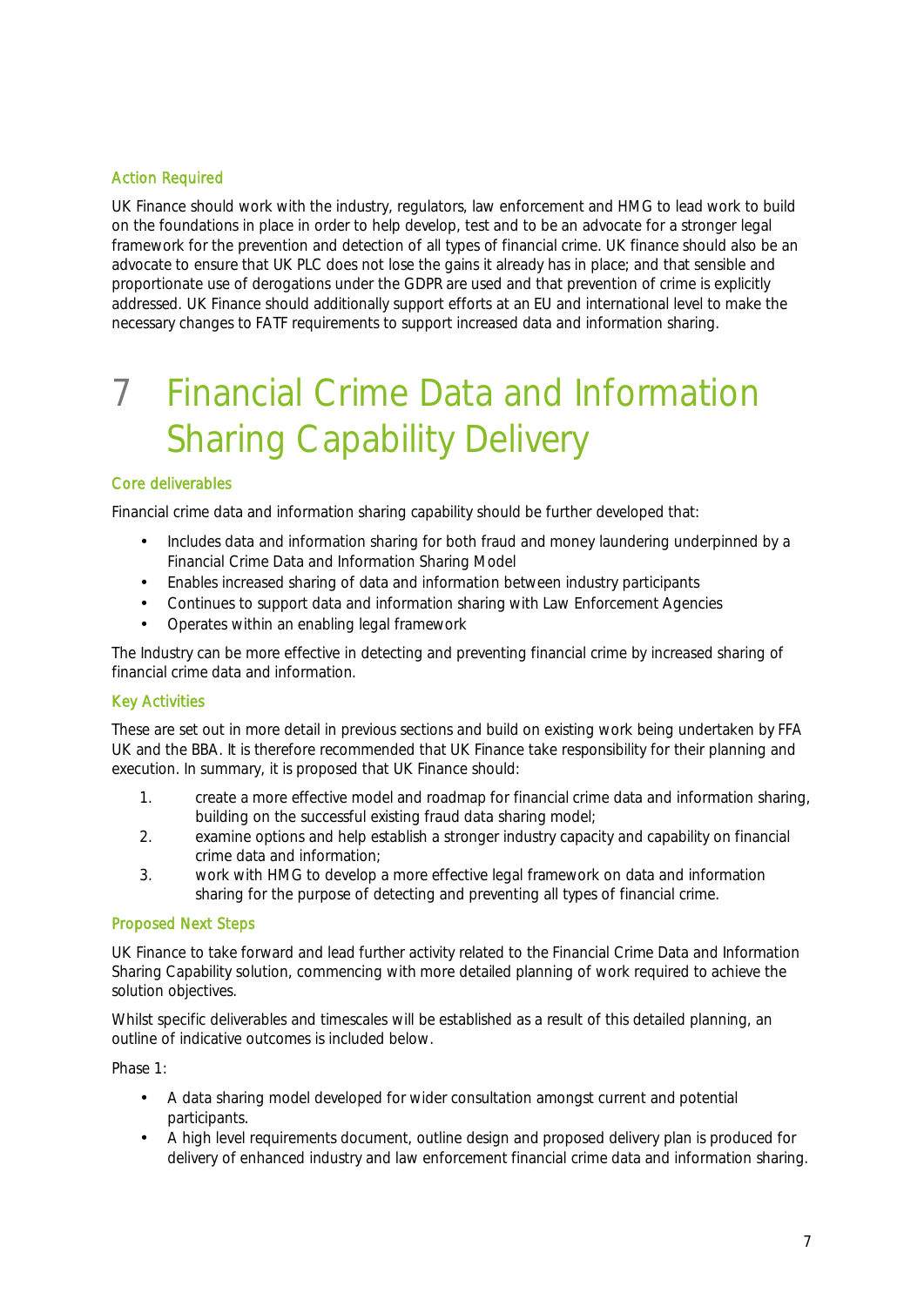### Action Required

UK Finance should work with the industry, regulators, law enforcement and HMG to lead work to build on the foundations in place in order to help develop, test and to be an advocate for a stronger legal framework for the prevention and detection of all types of financial crime. UK finance should also be an advocate to ensure that UK PLC does not lose the gains it already has in place; and that sensible and proportionate use of derogations under the GDPR are used and that prevention of crime is explicitly addressed. UK Finance should additionally support efforts at an EU and international level to make the necessary changes to FATF requirements to support increased data and information sharing.

# 7 Financial Crime Data and Information Sharing Capability Delivery

### Core deliverables

Financial crime data and information sharing capability should be further developed that:

- Includes data and information sharing for both fraud and money laundering underpinned by a Financial Crime Data and Information Sharing Model
- Enables increased sharing of data and information between industry participants
- Continues to support data and information sharing with Law Enforcement Agencies
- Operates within an enabling legal framework

The Industry can be more effective in detecting and preventing financial crime by increased sharing of financial crime data and information.

### Key Activities

These are set out in more detail in previous sections and build on existing work being undertaken by FFA UK and the BBA. It is therefore recommended that UK Finance take responsibility for their planning and execution. In summary, it is proposed that UK Finance should:

1. create a more effective model and roadmap for financial crime data and information sharing, building on the successful existing fraud data sharing model;
2. examine options and help establish a stronger industry capacity and capability on financial crime data and information;
3. work with HMG to develop a more effective legal framework on data and information sharing for the purpose of detecting and preventing all types of financial crime.

### Proposed Next Steps

UK Finance to take forward and lead further activity related to the Financial Crime Data and Information Sharing Capability solution, commencing with more detailed planning of work required to achieve the solution objectives.

Whilst specific deliverables and timescales will be established as a result of this detailed planning, an outline of indicative outcomes is included below.

Phase 1:

- A data sharing model developed for wider consultation amongst current and potential participants.
- A high level requirements document, outline design and proposed delivery plan is produced for delivery of enhanced industry and law enforcement financial crime data and information sharing.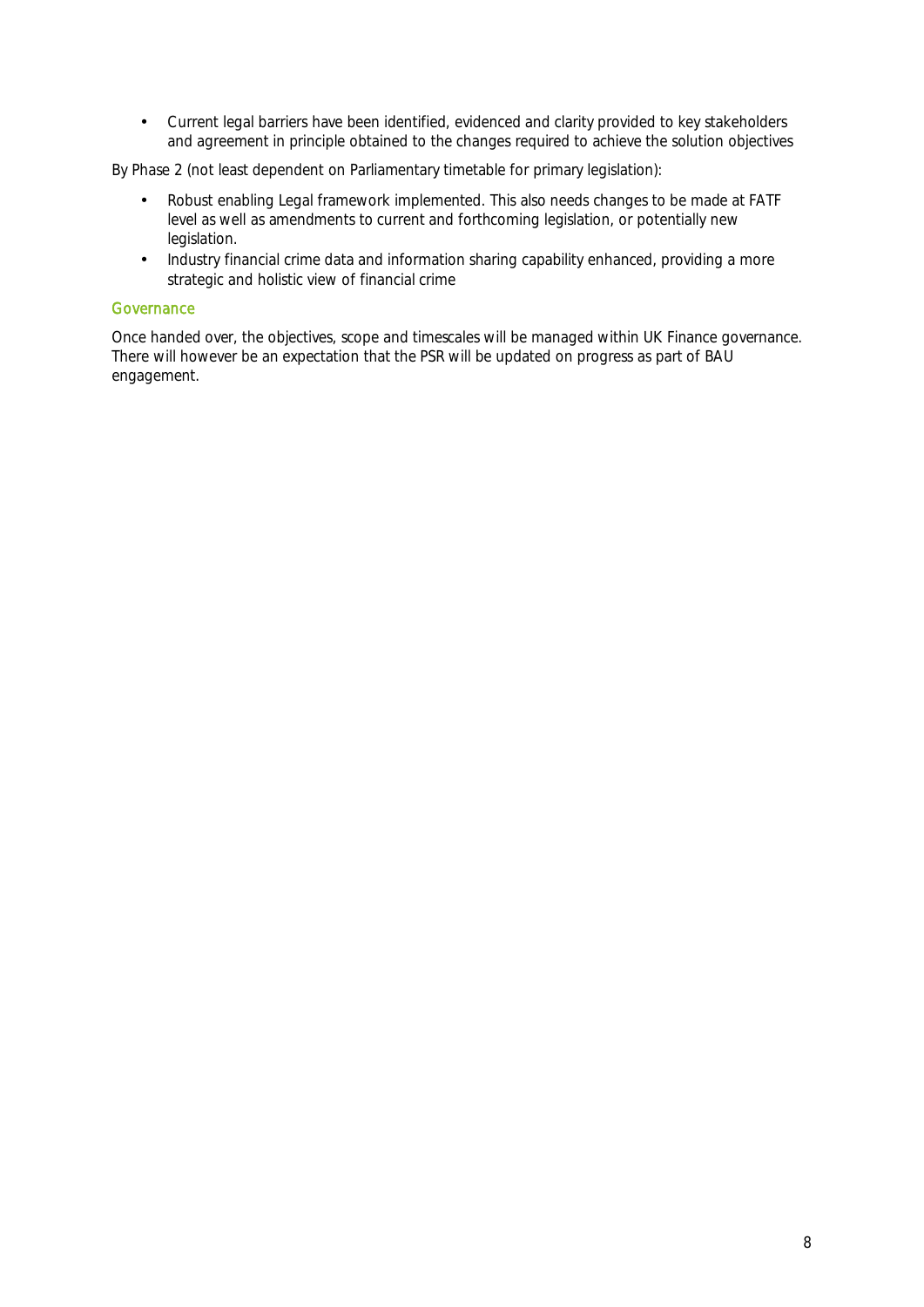- Current legal barriers have been identified, evidenced and clarity provided to key stakeholders and agreement in principle obtained to the changes required to achieve the solution objectives

By Phase 2 (not least dependent on Parliamentary timetable for primary legislation):

- Robust enabling Legal framework implemented. This also needs changes to be made at FATF level as well as amendments to current and forthcoming legislation, or potentially new legislation.
- Industry financial crime data and information sharing capability enhanced, providing a more strategic and holistic view of financial crime

### Governance

Once handed over, the objectives, scope and timescales will be managed within UK Finance governance. There will however be an expectation that the PSR will be updated on progress as part of BAU engagement.